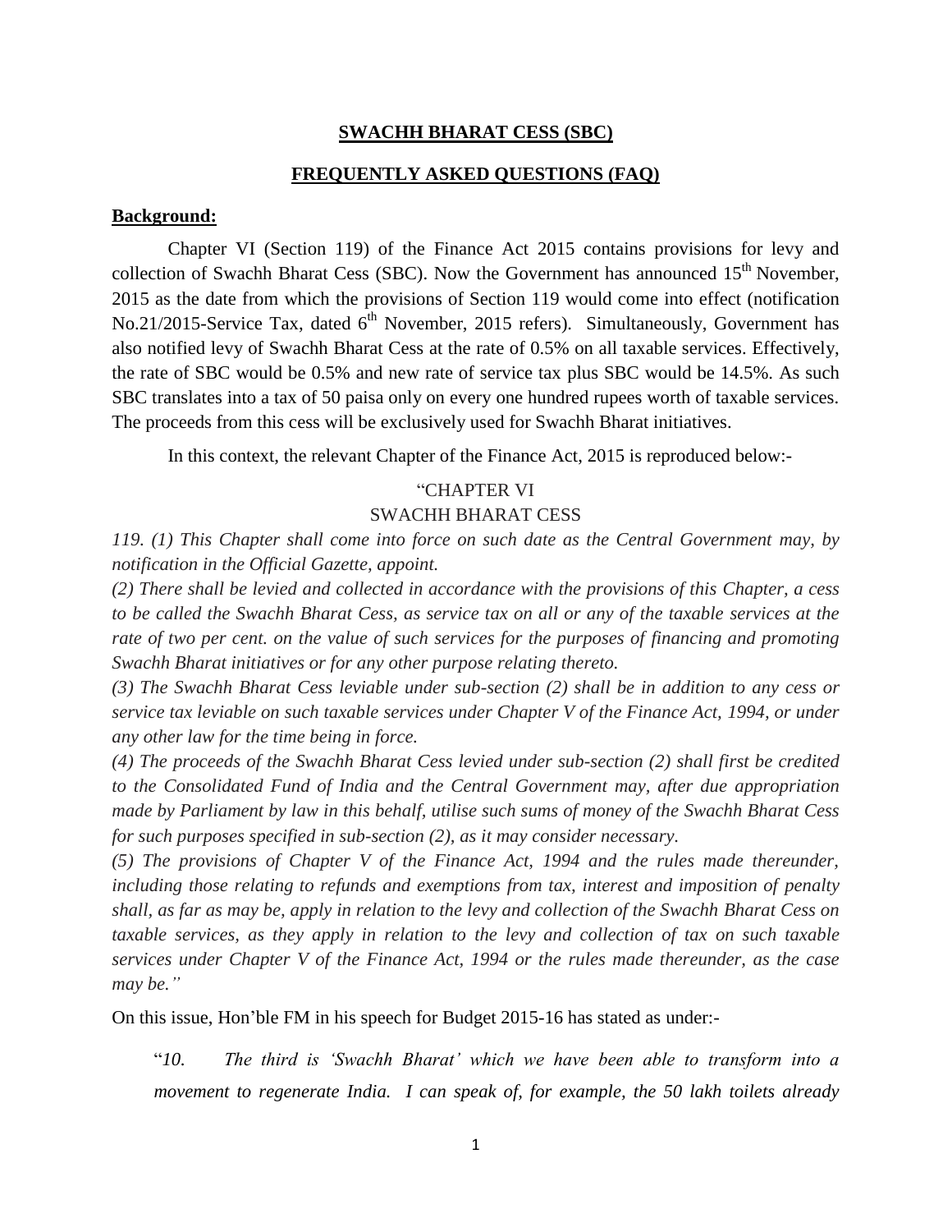## SWACHH BHARAT CESS (SBC)

## FREQUENTLY ASKED QUESTIONS (FAQ)

**Background:**

Chapter VI (Section 119) of the Finance Act 2015 contains provisions for levy and collection of Swachh Bharat Cess (SBC). Now the Government has announced 15th November, 2015 as the date from which the provisions of Section 119 would come into effect (notification No.21/2015-Service Tax, dated 6th November, 2015 refers). Simultaneously, Government has also notified levy of Swachh Bharat Cess at the rate of 0.5% on all taxable services. Effectively, the rate of SBC would be 0.5% and new rate of service tax plus SBC would be 14.5%. As such SBC translates into a tax of 50 paisa only on every one hundred rupees worth of taxable services. The proceeds from this cess will be exclusively used for Swachh Bharat initiatives.

In this context, the relevant Chapter of the Finance Act, 2015 is reproduced below:-

"CHAPTER VI
SWACHH BHARAT CESS

*119. (1) This Chapter shall come into force on such date as the Central Government may, by notification in the Official Gazette, appoint.*

*(2) There shall be levied and collected in accordance with the provisions of this Chapter, a cess to be called the Swachh Bharat Cess, as service tax on all or any of the taxable services at the rate of two per cent. on the value of such services for the purposes of financing and promoting Swachh Bharat initiatives or for any other purpose relating thereto.*

*(3) The Swachh Bharat Cess leviable under sub-section (2) shall be in addition to any cess or service tax leviable on such taxable services under Chapter V of the Finance Act, 1994, or under any other law for the time being in force.*

*(4) The proceeds of the Swachh Bharat Cess levied under sub-section (2) shall first be credited to the Consolidated Fund of India and the Central Government may, after due appropriation made by Parliament by law in this behalf, utilise such sums of money of the Swachh Bharat Cess for such purposes specified in sub-section (2), as it may consider necessary.*

*(5) The provisions of Chapter V of the Finance Act, 1994 and the rules made thereunder, including those relating to refunds and exemptions from tax, interest and imposition of penalty shall, as far as may be, apply in relation to the levy and collection of the Swachh Bharat Cess on taxable services, as they apply in relation to the levy and collection of tax on such taxable services under Chapter V of the Finance Act, 1994 or the rules made thereunder, as the case may be."*

On this issue, Hon'ble FM in his speech for Budget 2015-16 has stated as under:-

"*10. The third is 'Swachh Bharat' which we have been able to transform into a movement to regenerate India. I can speak of, for example, the 50 lakh toilets already*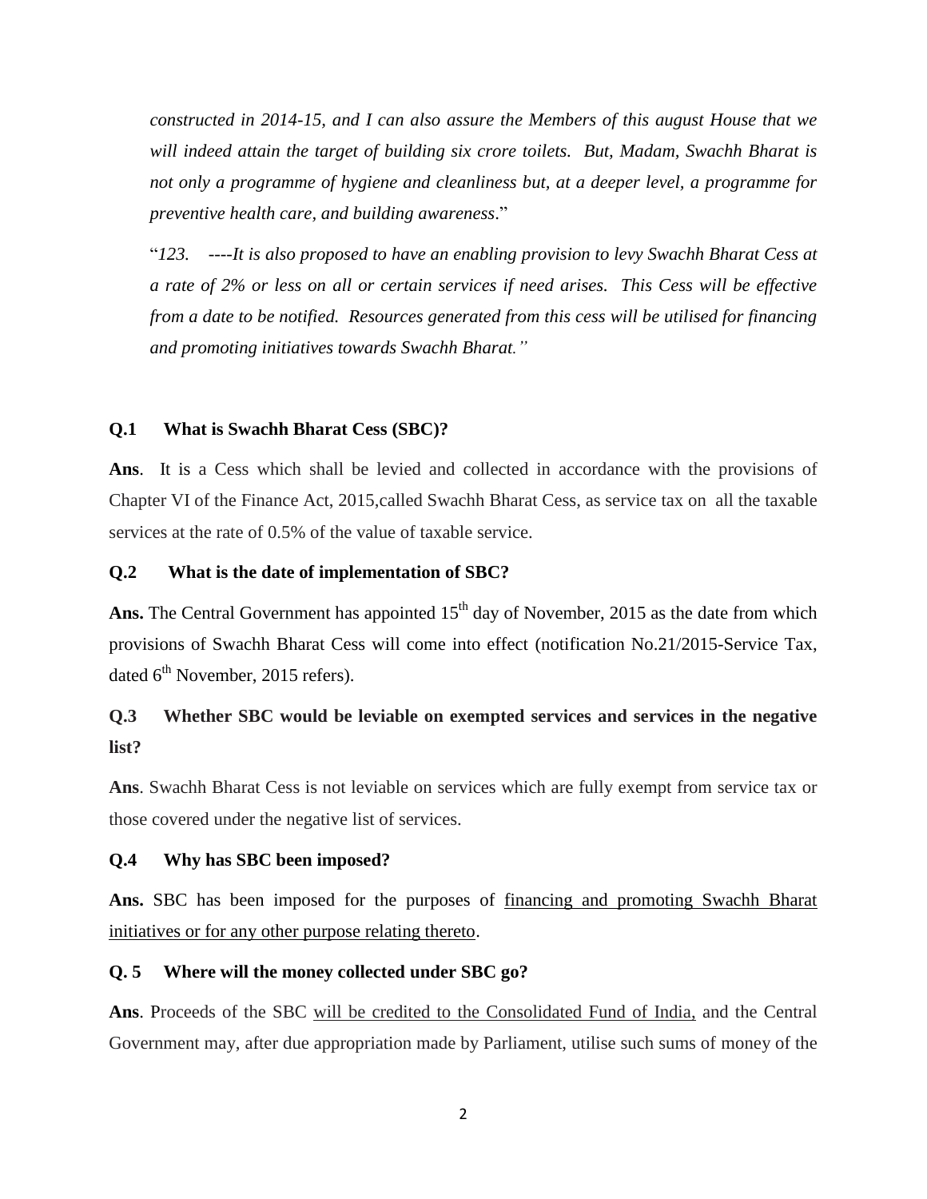*constructed in 2014-15, and I can also assure the Members of this august House that we will indeed attain the target of building six crore toilets. But, Madam, Swachh Bharat is not only a programme of hygiene and cleanliness but, at a deeper level, a programme for preventive health care, and building awareness*."

"*123. ----It is also proposed to have an enabling provision to levy Swachh Bharat Cess at a rate of 2% or less on all or certain services if need arises. This Cess will be effective from a date to be notified. Resources generated from this cess will be utilised for financing and promoting initiatives towards Swachh Bharat.*"

**Q.1 What is Swachh Bharat Cess (SBC)?**

**Ans**. It is a Cess which shall be levied and collected in accordance with the provisions of Chapter VI of the Finance Act, 2015,called Swachh Bharat Cess, as service tax on all the taxable services at the rate of 0.5% of the value of taxable service.

**Q.2 What is the date of implementation of SBC?**

**Ans.** The Central Government has appointed 15th day of November, 2015 as the date from which provisions of Swachh Bharat Cess will come into effect (notification No.21/2015-Service Tax, dated 6th November, 2015 refers).

**Q.3 Whether SBC would be leviable on exempted services and services in the negative list?**

**Ans**. Swachh Bharat Cess is not leviable on services which are fully exempt from service tax or those covered under the negative list of services.

**Q.4 Why has SBC been imposed?**

**Ans.** SBC has been imposed for the purposes of financing and promoting Swachh Bharat initiatives or for any other purpose relating thereto.

**Q. 5 Where will the money collected under SBC go?**

**Ans**. Proceeds of the SBC will be credited to the Consolidated Fund of India, and the Central Government may, after due appropriation made by Parliament, utilise such sums of money of the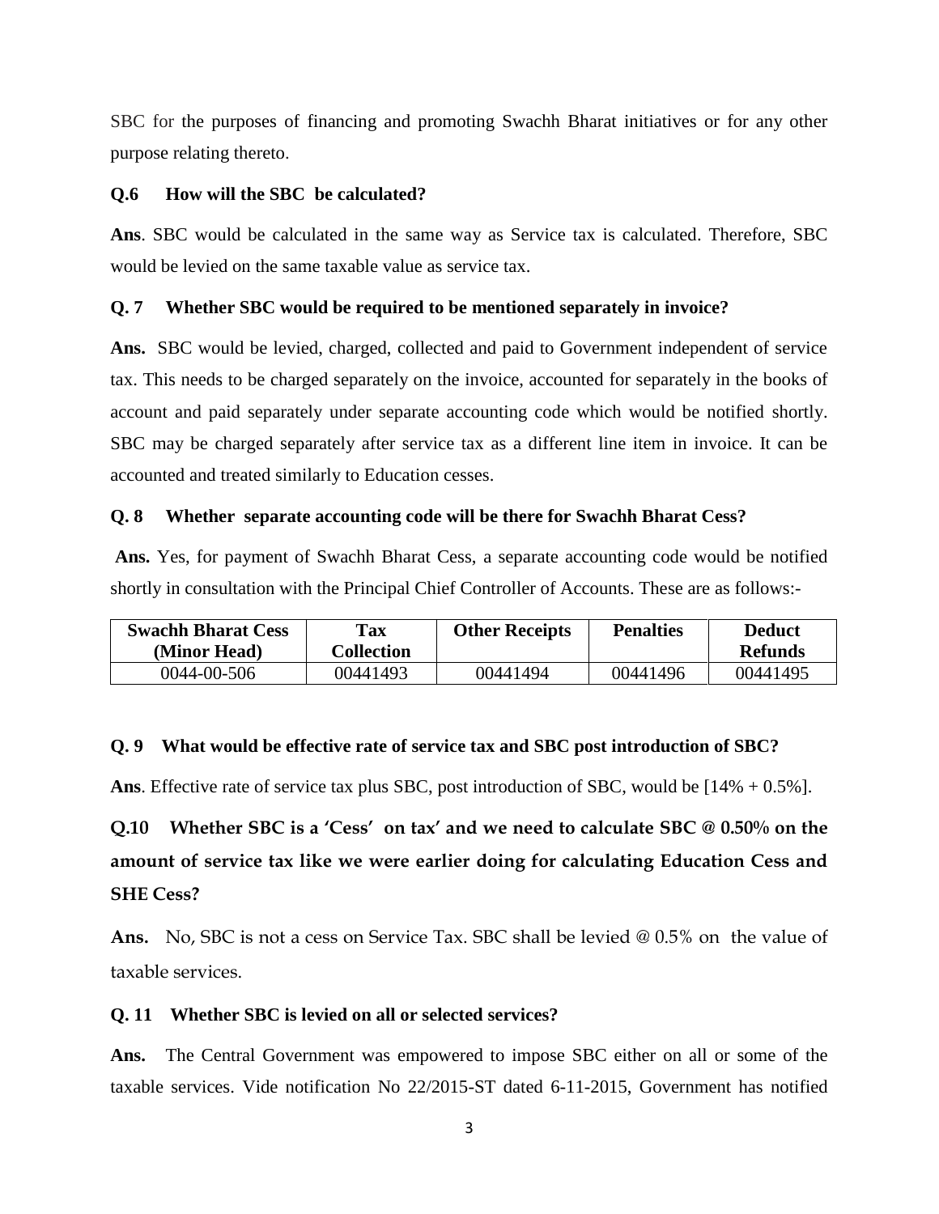SBC for the purposes of financing and promoting Swachh Bharat initiatives or for any other purpose relating thereto.

**Q.6 How will the SBC be calculated?**

**Ans**. SBC would be calculated in the same way as Service tax is calculated. Therefore, SBC would be levied on the same taxable value as service tax.

**Q. 7 Whether SBC would be required to be mentioned separately in invoice?**

**Ans.** SBC would be levied, charged, collected and paid to Government independent of service tax. This needs to be charged separately on the invoice, accounted for separately in the books of account and paid separately under separate accounting code which would be notified shortly. SBC may be charged separately after service tax as a different line item in invoice. It can be accounted and treated similarly to Education cesses.

**Q. 8 Whether separate accounting code will be there for Swachh Bharat Cess?**

**Ans.** Yes, for payment of Swachh Bharat Cess, a separate accounting code would be notified shortly in consultation with the Principal Chief Controller of Accounts. These are as follows:-

| Swachh Bharat Cess (Minor Head) | Tax Collection | Other Receipts | Penalties | Deduct Refunds |
|---|---|---|---|---|
| 0044-00-506 | 00441493 | 00441494 | 00441496 | 00441495 |

**Q. 9 What would be effective rate of service tax and SBC post introduction of SBC?**

**Ans**. Effective rate of service tax plus SBC, post introduction of SBC, would be [14% + 0.5%].

**Q.10 Whether SBC is a 'Cess' on tax' and we need to calculate SBC @ 0.50% on the amount of service tax like we were earlier doing for calculating Education Cess and SHE Cess?**

**Ans.** No, SBC is not a cess on Service Tax. SBC shall be levied @ 0.5% on the value of taxable services.

**Q. 11 Whether SBC is levied on all or selected services?**

**Ans.** The Central Government was empowered to impose SBC either on all or some of the taxable services. Vide notification No 22/2015-ST dated 6-11-2015, Government has notified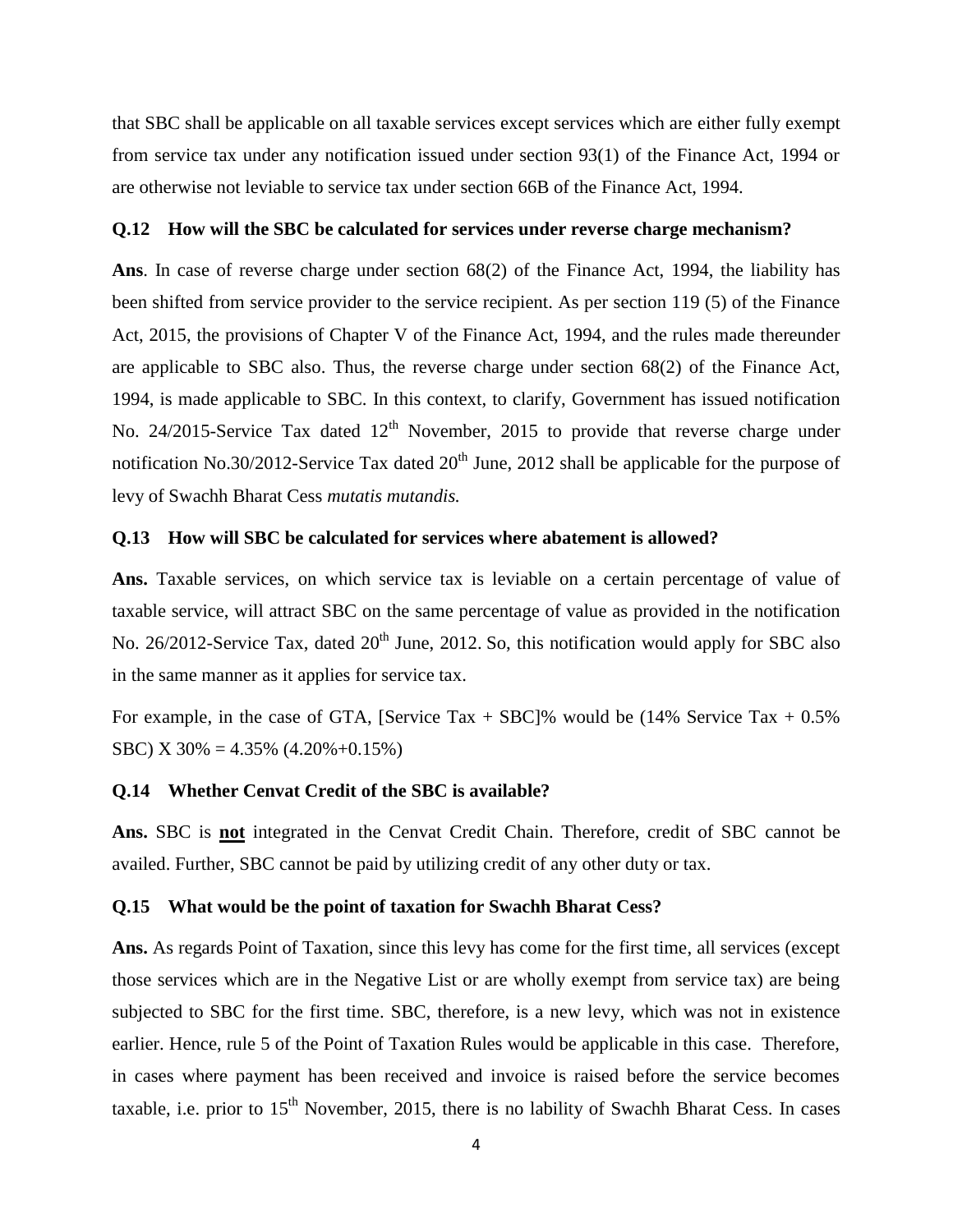that SBC shall be applicable on all taxable services except services which are either fully exempt from service tax under any notification issued under section 93(1) of the Finance Act, 1994 or are otherwise not leviable to service tax under section 66B of the Finance Act, 1994.

**Q.12 How will the SBC be calculated for services under reverse charge mechanism?**

**Ans**. In case of reverse charge under section 68(2) of the Finance Act, 1994, the liability has been shifted from service provider to the service recipient. As per section 119 (5) of the Finance Act, 2015, the provisions of Chapter V of the Finance Act, 1994, and the rules made thereunder are applicable to SBC also. Thus, the reverse charge under section 68(2) of the Finance Act, 1994, is made applicable to SBC. In this context, to clarify, Government has issued notification No. 24/2015-Service Tax dated 12th November, 2015 to provide that reverse charge under notification No.30/2012-Service Tax dated 20th June, 2012 shall be applicable for the purpose of levy of Swachh Bharat Cess *mutatis mutandis.*

**Q.13 How will SBC be calculated for services where abatement is allowed?**

**Ans.** Taxable services, on which service tax is leviable on a certain percentage of value of taxable service, will attract SBC on the same percentage of value as provided in the notification No. 26/2012-Service Tax, dated 20th June, 2012. So, this notification would apply for SBC also in the same manner as it applies for service tax.

For example, in the case of GTA, [Service Tax + SBC]% would be (14% Service Tax + 0.5% SBC) X 30% = 4.35% (4.20%+0.15%)

**Q.14 Whether Cenvat Credit of the SBC is available?**

**Ans.** SBC is **not** integrated in the Cenvat Credit Chain. Therefore, credit of SBC cannot be availed. Further, SBC cannot be paid by utilizing credit of any other duty or tax.

**Q.15 What would be the point of taxation for Swachh Bharat Cess?**

**Ans.** As regards Point of Taxation, since this levy has come for the first time, all services (except those services which are in the Negative List or are wholly exempt from service tax) are being subjected to SBC for the first time. SBC, therefore, is a new levy, which was not in existence earlier. Hence, rule 5 of the Point of Taxation Rules would be applicable in this case. Therefore, in cases where payment has been received and invoice is raised before the service becomes taxable, i.e. prior to 15th November, 2015, there is no lability of Swachh Bharat Cess. In cases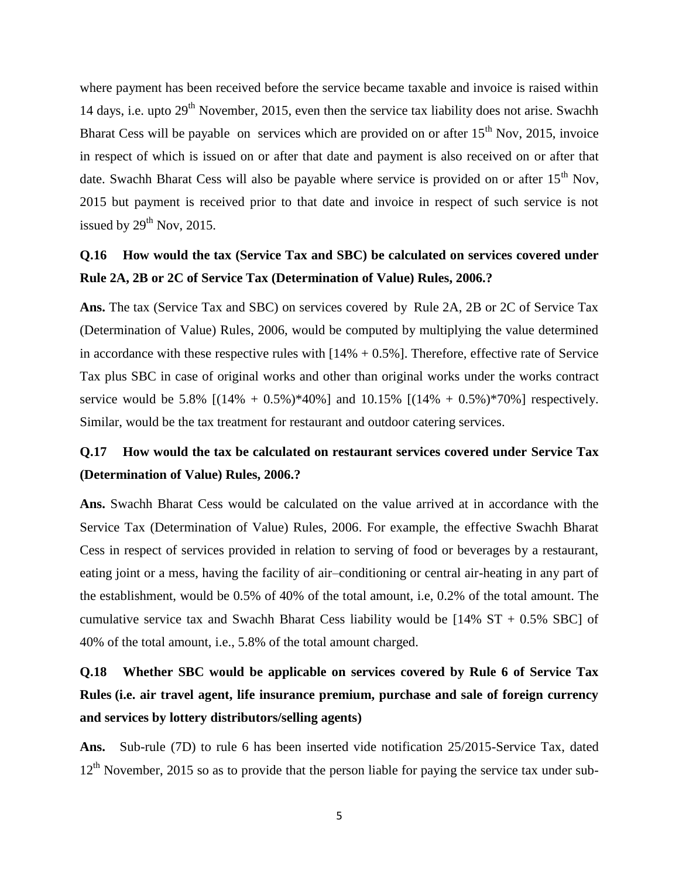where payment has been received before the service became taxable and invoice is raised within 14 days, i.e. upto 29th November, 2015, even then the service tax liability does not arise. Swachh Bharat Cess will be payable on services which are provided on or after 15th Nov, 2015, invoice in respect of which is issued on or after that date and payment is also received on or after that date. Swachh Bharat Cess will also be payable where service is provided on or after 15th Nov, 2015 but payment is received prior to that date and invoice in respect of such service is not issued by 29th Nov, 2015.

**Q.16 How would the tax (Service Tax and SBC) be calculated on services covered under Rule 2A, 2B or 2C of Service Tax (Determination of Value) Rules, 2006.?**

**Ans.** The tax (Service Tax and SBC) on services covered by Rule 2A, 2B or 2C of Service Tax (Determination of Value) Rules, 2006, would be computed by multiplying the value determined in accordance with these respective rules with [14% + 0.5%]. Therefore, effective rate of Service Tax plus SBC in case of original works and other than original works under the works contract service would be 5.8% [(14% + 0.5%)*40%] and 10.15% [(14% + 0.5%)*70%] respectively. Similar, would be the tax treatment for restaurant and outdoor catering services.

**Q.17 How would the tax be calculated on restaurant services covered under Service Tax (Determination of Value) Rules, 2006.?**

**Ans.** Swachh Bharat Cess would be calculated on the value arrived at in accordance with the Service Tax (Determination of Value) Rules, 2006. For example, the effective Swachh Bharat Cess in respect of services provided in relation to serving of food or beverages by a restaurant, eating joint or a mess, having the facility of air–conditioning or central air-heating in any part of the establishment, would be 0.5% of 40% of the total amount, i.e, 0.2% of the total amount. The cumulative service tax and Swachh Bharat Cess liability would be [14% ST + 0.5% SBC] of 40% of the total amount, i.e., 5.8% of the total amount charged.

**Q.18 Whether SBC would be applicable on services covered by Rule 6 of Service Tax Rules (i.e. air travel agent, life insurance premium, purchase and sale of foreign currency and services by lottery distributors/selling agents)**

**Ans.** Sub-rule (7D) to rule 6 has been inserted vide notification 25/2015-Service Tax, dated 12th November, 2015 so as to provide that the person liable for paying the service tax under sub-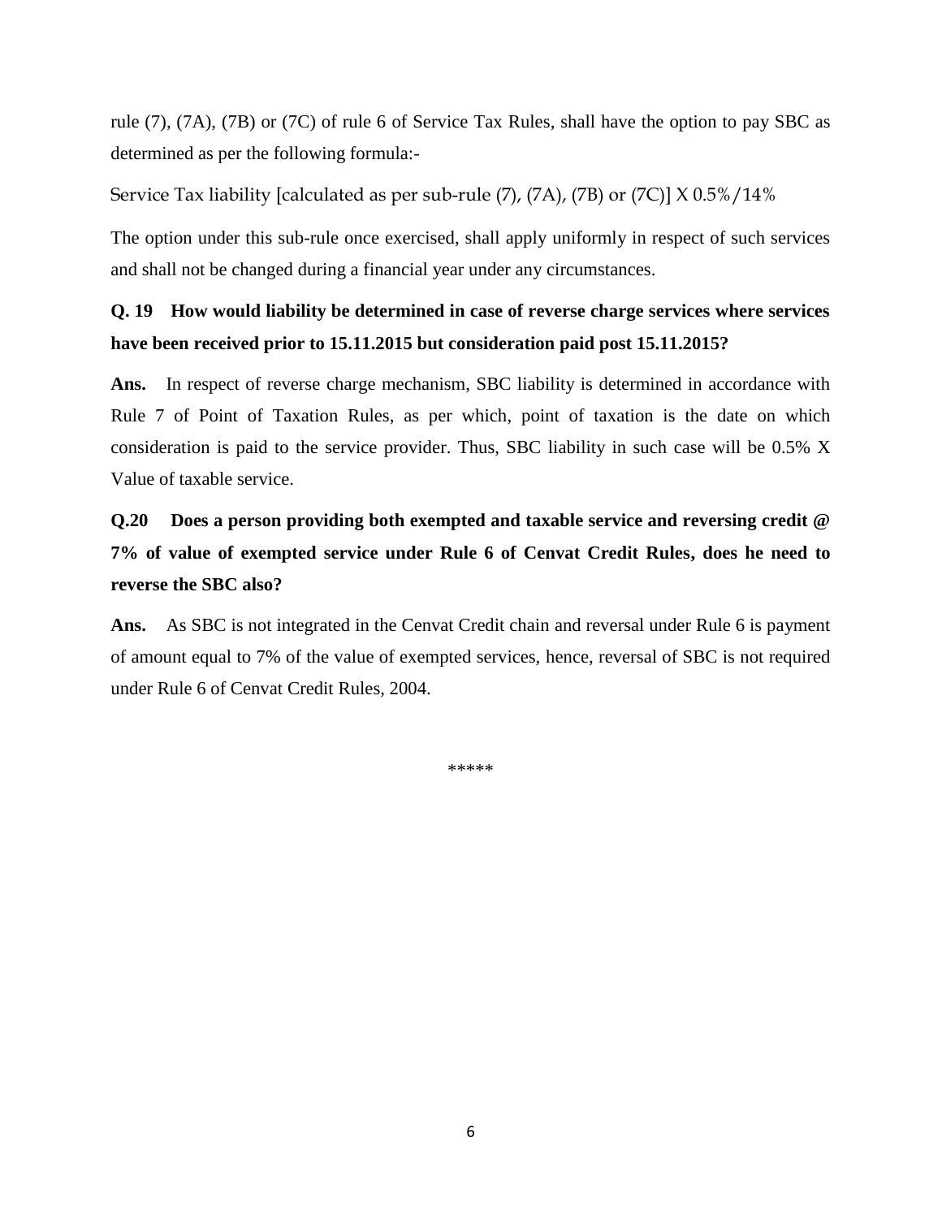rule (7), (7A), (7B) or (7C) of rule 6 of Service Tax Rules, shall have the option to pay SBC as determined as per the following formula:-

Service Tax liability [calculated as per sub-rule (7), (7A), (7B) or (7C)] X 0.5%/14%

The option under this sub-rule once exercised, shall apply uniformly in respect of such services and shall not be changed during a financial year under any circumstances.

**Q. 19 How would liability be determined in case of reverse charge services where services have been received prior to 15.11.2015 but consideration paid post 15.11.2015?**

**Ans.** In respect of reverse charge mechanism, SBC liability is determined in accordance with Rule 7 of Point of Taxation Rules, as per which, point of taxation is the date on which consideration is paid to the service provider. Thus, SBC liability in such case will be 0.5% X Value of taxable service.

**Q.20 Does a person providing both exempted and taxable service and reversing credit @ 7% of value of exempted service under Rule 6 of Cenvat Credit Rules, does he need to reverse the SBC also?**

**Ans.** As SBC is not integrated in the Cenvat Credit chain and reversal under Rule 6 is payment of amount equal to 7% of the value of exempted services, hence, reversal of SBC is not required under Rule 6 of Cenvat Credit Rules, 2004.

*****